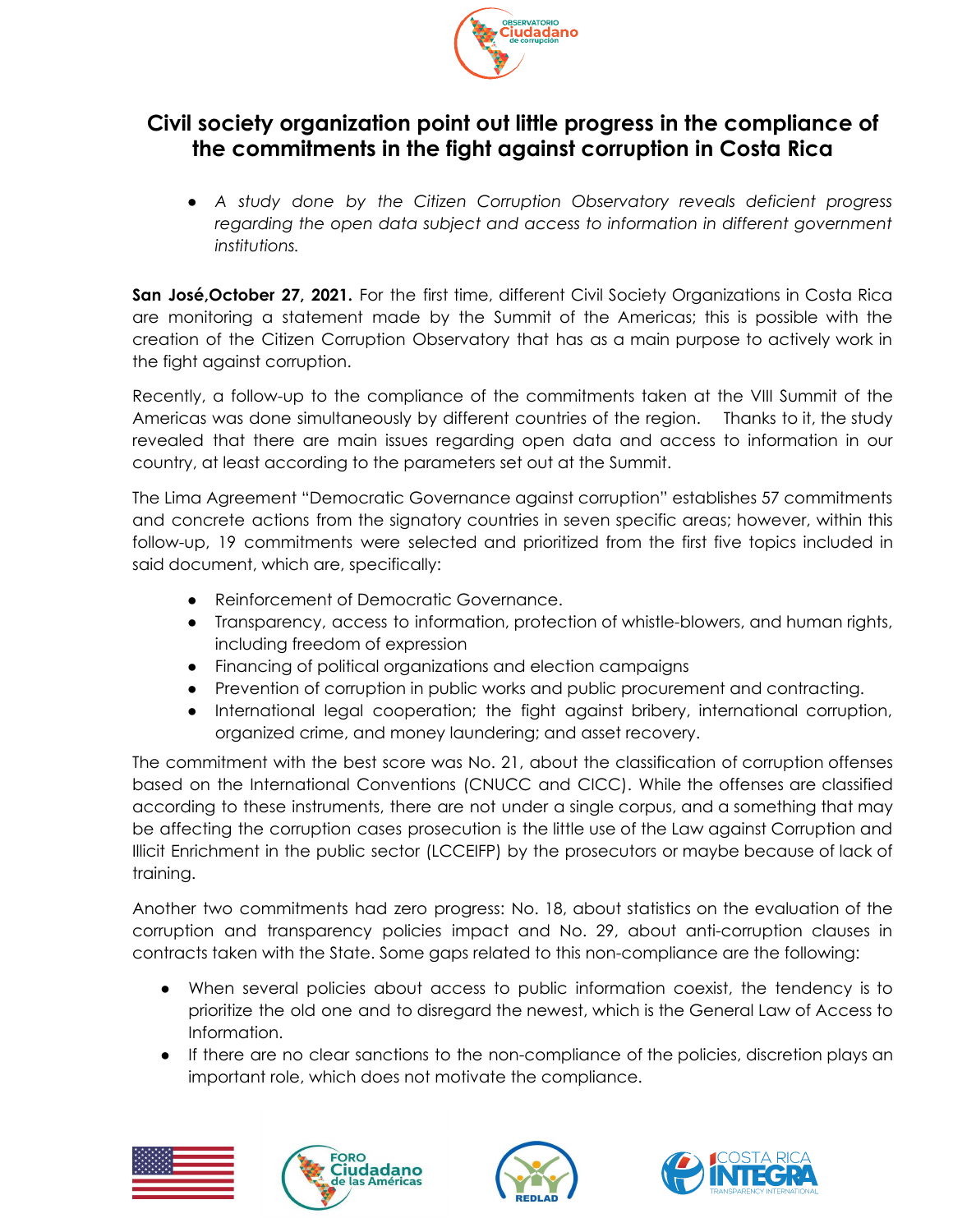# Civil society organization point out little progress in the compliance of the commitments in the fight against corruption in Costa Rica

- *A study done by the Citizen Corruption Observatory reveals deficient progress regarding the open data subject and access to information in different government institutions.*

**San José,October 27, 2021.** For the first time, different Civil Society Organizations in Costa Rica are monitoring a statement made by the Summit of the Americas; this is possible with the creation of the Citizen Corruption Observatory that has as a main purpose to actively work in the fight against corruption.

Recently, a follow-up to the compliance of the commitments taken at the VIII Summit of the Americas was done simultaneously by different countries of the region. Thanks to it, the study revealed that there are main issues regarding open data and access to information in our country, at least according to the parameters set out at the Summit.

The Lima Agreement "Democratic Governance against corruption" establishes 57 commitments and concrete actions from the signatory countries in seven specific areas; however, within this follow-up, 19 commitments were selected and prioritized from the first five topics included in said document, which are, specifically:

- Reinforcement of Democratic Governance.
- Transparency, access to information, protection of whistle-blowers, and human rights, including freedom of expression
- Financing of political organizations and election campaigns
- Prevention of corruption in public works and public procurement and contracting.
- International legal cooperation; the fight against bribery, international corruption, organized crime, and money laundering; and asset recovery.

The commitment with the best score was No. 21, about the classification of corruption offenses based on the International Conventions (CNUCC and CICC). While the offenses are classified according to these instruments, there are not under a single corpus, and a something that may be affecting the corruption cases prosecution is the little use of the Law against Corruption and Illicit Enrichment in the public sector (LCCEIFP) by the prosecutors or maybe because of lack of training.

Another two commitments had zero progress: No. 18, about statistics on the evaluation of the corruption and transparency policies impact and No. 29, about anti-corruption clauses in contracts taken with the State. Some gaps related to this non-compliance are the following:

- When several policies about access to public information coexist, the tendency is to prioritize the old one and to disregard the newest, which is the General Law of Access to Information.
- If there are no clear sanctions to the non-compliance of the policies, discretion plays an important role, which does not motivate the compliance.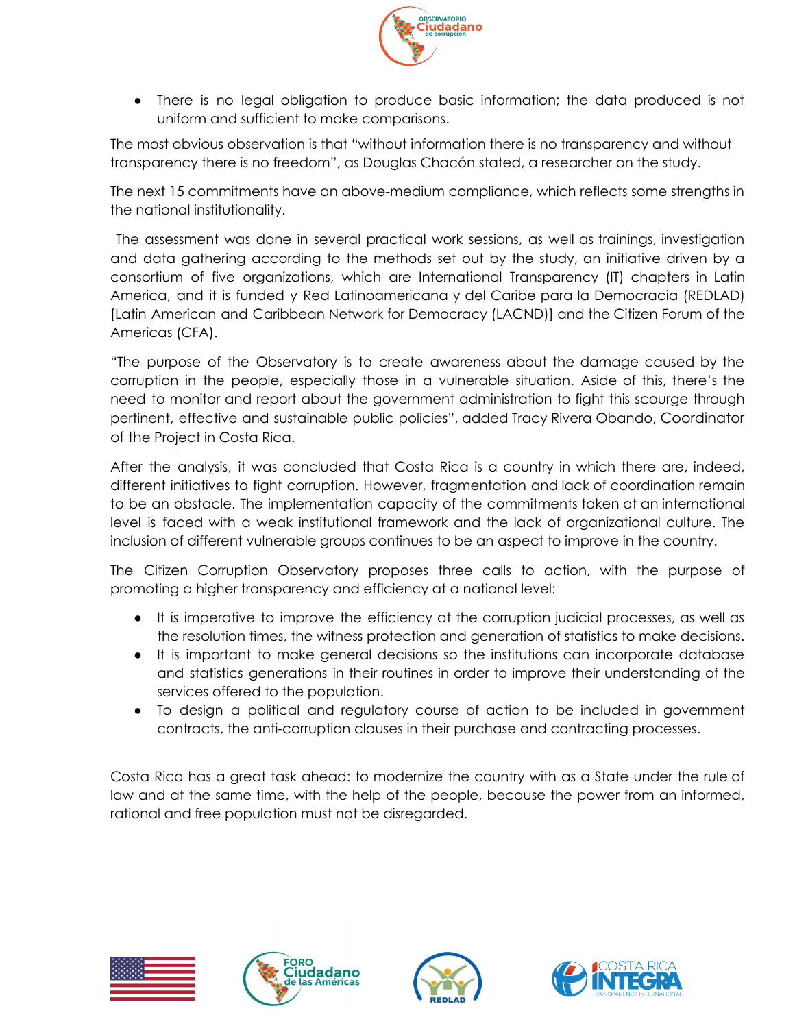- There is no legal obligation to produce basic information; the data produced is not uniform and sufficient to make comparisons.

The most obvious observation is that "without information there is no transparency and without transparency there is no freedom", as Douglas Chacón stated, a researcher on the study.

The next 15 commitments have an above-medium compliance, which reflects some strengths in the national institutionality.

The assessment was done in several practical work sessions, as well as trainings, investigation and data gathering according to the methods set out by the study, an initiative driven by a consortium of five organizations, which are International Transparency (IT) chapters in Latin America, and it is funded y Red Latinoamericana y del Caribe para la Democracia (REDLAD) [Latin American and Caribbean Network for Democracy (LACND)] and the Citizen Forum of the Americas (CFA).

"The purpose of the Observatory is to create awareness about the damage caused by the corruption in the people, especially those in a vulnerable situation. Aside of this, there's the need to monitor and report about the government administration to fight this scourge through pertinent, effective and sustainable public policies", added Tracy Rivera Obando, Coordinator of the Project in Costa Rica.

After the analysis, it was concluded that Costa Rica is a country in which there are, indeed, different initiatives to fight corruption. However, fragmentation and lack of coordination remain to be an obstacle. The implementation capacity of the commitments taken at an international level is faced with a weak institutional framework and the lack of organizational culture. The inclusion of different vulnerable groups continues to be an aspect to improve in the country.

The Citizen Corruption Observatory proposes three calls to action, with the purpose of promoting a higher transparency and efficiency at a national level:

- It is imperative to improve the efficiency at the corruption judicial processes, as well as the resolution times, the witness protection and generation of statistics to make decisions.
- It is important to make general decisions so the institutions can incorporate database and statistics generations in their routines in order to improve their understanding of the services offered to the population.
- To design a political and regulatory course of action to be included in government contracts, the anti-corruption clauses in their purchase and contracting processes.

Costa Rica has a great task ahead: to modernize the country with as a State under the rule of law and at the same time, with the help of the people, because the power from an informed, rational and free population must not be disregarded.